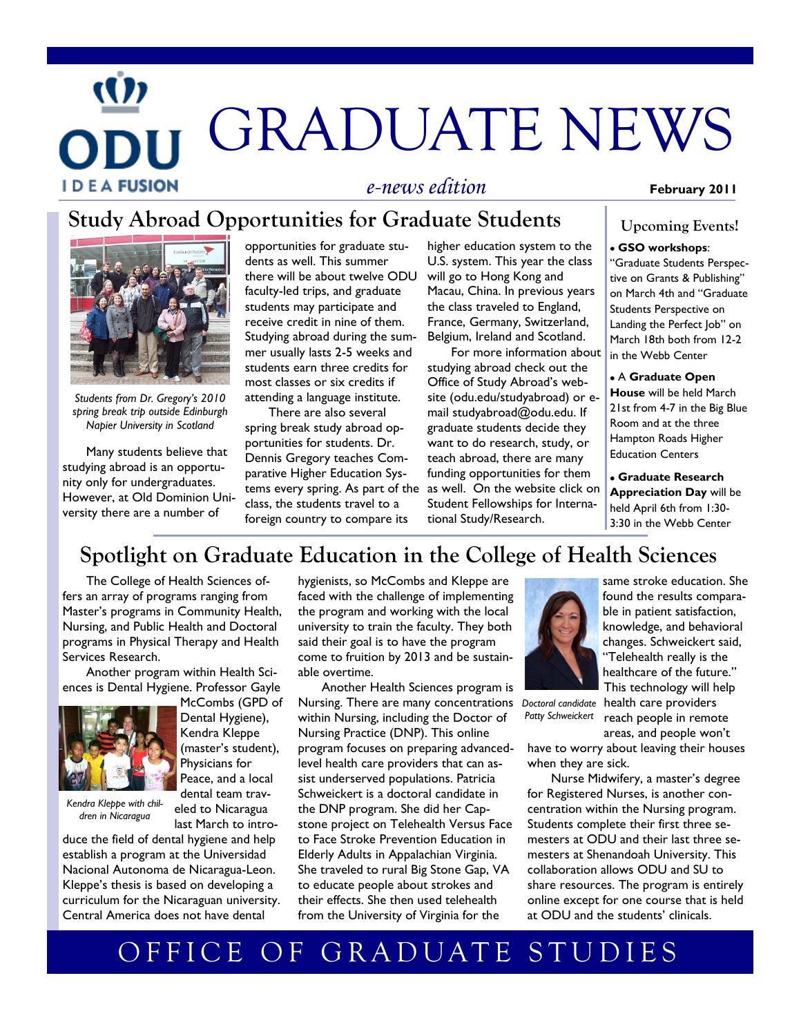# GRADUATE NEWS

*e-news edition*

**February 2011**

## Study Abroad Opportunities for Graduate Students

*Students from Dr. Gregory's 2010 spring break trip outside Edinburgh Napier University in Scotland*

Many students believe that studying abroad is an opportunity only for undergraduates. However, at Old Dominion University there are a number of opportunities for graduate students as well. This summer there will be about twelve ODU faculty-led trips, and graduate students may participate and receive credit in nine of them. Studying abroad during the summer usually lasts 2-5 weeks and students earn three credits for most classes or six credits if attending a language institute.

There are also several spring break study abroad opportunities for students. Dr. Dennis Gregory teaches Comparative Higher Education Systems every spring. As part of the class, the students travel to a foreign country to compare its higher education system to the U.S. system. This year the class will go to Hong Kong and Macau, China. In previous years the class traveled to England, France, Germany, Switzerland, Belgium, Ireland and Scotland.

For more information about studying abroad check out the Office of Study Abroad's website (odu.edu/studyabroad) or e-mail studyabroad@odu.edu. If graduate students decide they want to do research, study, or teach abroad, there are many funding opportunities for them as well. On the website click on Student Fellowships for International Study/Research.

### Upcoming Events!

- **GSO workshops**: "Graduate Students Perspective on Grants & Publishing" on March 4th and "Graduate Students Perspective on Landing the Perfect Job" on March 18th both from 12-2 in the Webb Center
- A **Graduate Open House** will be held March 21st from 4-7 in the Big Blue Room and at the three Hampton Roads Higher Education Centers
- **Graduate Research Appreciation Day** will be held April 6th from 1:30-3:30 in the Webb Center

## Spotlight on Graduate Education in the College of Health Sciences

The College of Health Sciences offers an array of programs ranging from Master's programs in Community Health, Nursing, and Public Health and Doctoral programs in Physical Therapy and Health Services Research.

Another program within Health Sciences is Dental Hygiene. Professor Gayle McCombs (GPD of Dental Hygiene), Kendra Kleppe (master's student), Physicians for Peace, and a local dental team traveled to Nicaragua last March to introduce the field of dental hygiene and help establish a program at the Universidad Nacional Autonoma de Nicaragua-Leon. Kleppe's thesis is based on developing a curriculum for the Nicaraguan university. Central America does not have dental hygienists, so McCombs and Kleppe are faced with the challenge of implementing the program and working with the local university to train the faculty. They both said their goal is to have the program come to fruition by 2013 and be sustainable overtime.

*Kendra Kleppe with children in Nicaragua*

Another Health Sciences program is Nursing. There are many concentrations within Nursing, including the Doctor of Nursing Practice (DNP). This online program focuses on preparing advanced-level health care providers that can assist underserved populations. Patricia Schweickert is a doctoral candidate in the DNP program. She did her Capstone project on Telehealth Versus Face to Face Stroke Prevention Education in Elderly Adults in Appalachian Virginia. She traveled to rural Big Stone Gap, VA to educate people about strokes and their effects. She then used telehealth from the University of Virginia for the same stroke education. She found the results comparable in patient satisfaction, knowledge, and behavioral changes. Schweickert said, "Telehealth really is the healthcare of the future." This technology will help health care providers reach people in remote areas, and people won't have to worry about leaving their houses when they are sick.

*Doctoral candidate Patty Schweickert*

Nurse Midwifery, a master's degree for Registered Nurses, is another concentration within the Nursing program. Students complete their first three semesters at ODU and their last three semesters at Shenandoah University. This collaboration allows ODU and SU to share resources. The program is entirely online except for one course that is held at ODU and the students' clinicals.

OFFICE OF GRADUATE STUDIES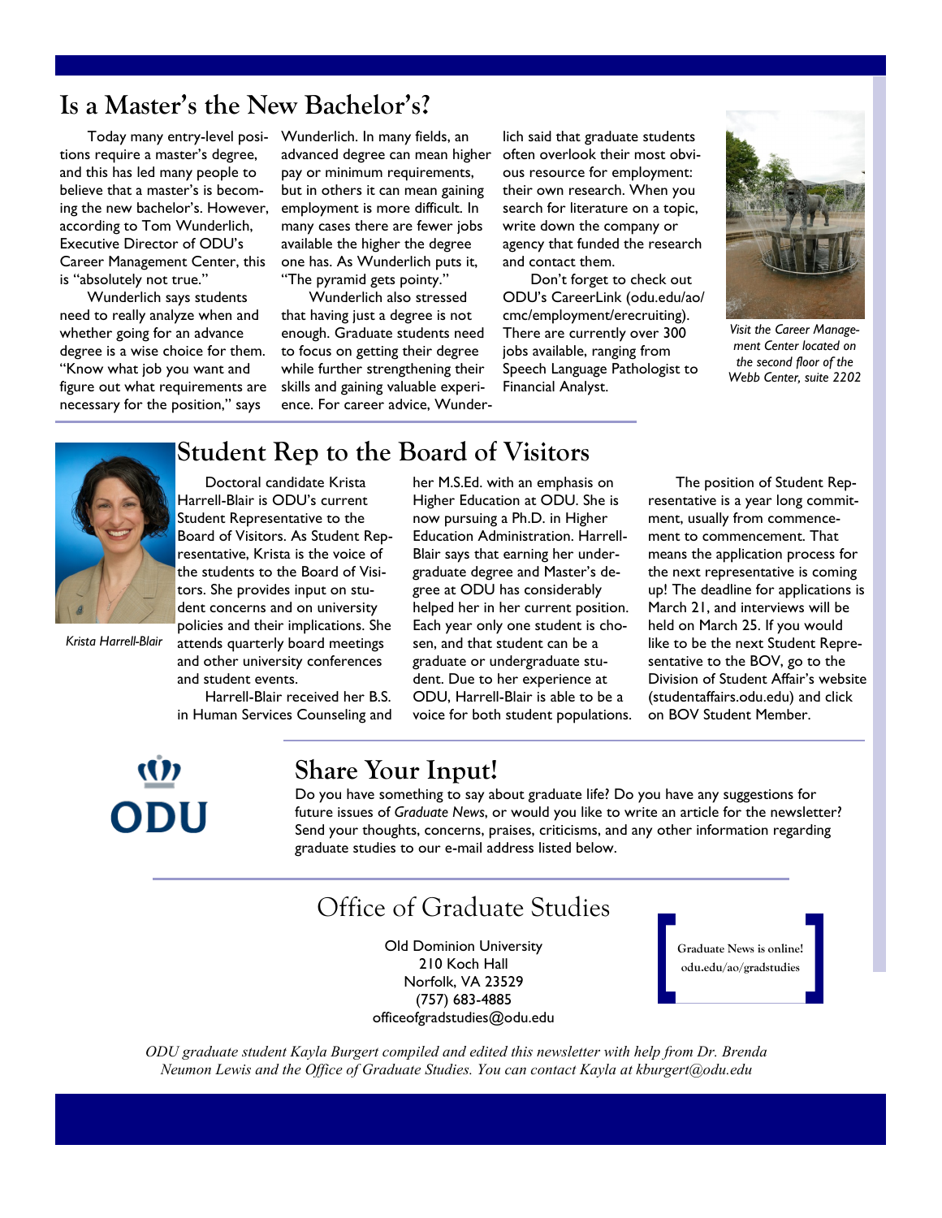## Is a Master's the New Bachelor's?

Today many entry-level positions require a master's degree, and this has led many people to believe that a master's is becoming the new bachelor's. However, according to Tom Wunderlich, Executive Director of ODU's Career Management Center, this is "absolutely not true."

Wunderlich says students need to really analyze when and whether going for an advance degree is a wise choice for them. "Know what job you want and figure out what requirements are necessary for the position," says Wunderlich. In many fields, an advanced degree can mean higher pay or minimum requirements, but in others it can mean gaining employment is more difficult. In many cases there are fewer jobs available the higher the degree one has. As Wunderlich puts it, "The pyramid gets pointy."

Wunderlich also stressed that having just a degree is not enough. Graduate students need to focus on getting their degree while further strengthening their skills and gaining valuable experience. For career advice, Wunderlich said that graduate students often overlook their most obvious resource for employment: their own research. When you search for literature on a topic, write down the company or agency that funded the research and contact them.

Don't forget to check out ODU's CareerLink (odu.edu/ao/cmc/employment/erecruiting). There are currently over 300 jobs available, ranging from Speech Language Pathologist to Financial Analyst.

*Visit the Career Management Center located on the second floor of the Webb Center, suite 2202*

## Student Rep to the Board of Visitors

*Krista Harrell-Blair*

Doctoral candidate Krista Harrell-Blair is ODU's current Student Representative to the Board of Visitors. As Student Representative, Krista is the voice of the students to the Board of Visitors. She provides input on student concerns and on university policies and their implications. She attends quarterly board meetings and other university conferences and student events.

Harrell-Blair received her B.S. in Human Services Counseling and her M.S.Ed. with an emphasis on Higher Education at ODU. She is now pursuing a Ph.D. in Higher Education Administration. Harrell-Blair says that earning her undergraduate degree and Master's degree at ODU has considerably helped her in her current position. Each year only one student is chosen, and that student can be a graduate or undergraduate student. Due to her experience at ODU, Harrell-Blair is able to be a voice for both student populations.

The position of Student Representative is a year long commitment, usually from commencement to commencement. That means the application process for the next representative is coming up! The deadline for applications is March 21, and interviews will be held on March 25. If you would like to be the next Student Representative to the BOV, go to the Division of Student Affair's website (studentaffairs.odu.edu) and click on BOV Student Member.

ODU

## Share Your Input!

Do you have something to say about graduate life? Do you have any suggestions for future issues of *Graduate News*, or would you like to write an article for the newsletter? Send your thoughts, concerns, praises, criticisms, and any other information regarding graduate studies to our e-mail address listed below.

## Office of Graduate Studies

Old Dominion University
210 Koch Hall
Norfolk, VA 23529
(757) 683-4885
officeofgradstudies@odu.edu

Graduate News is online!
odu.edu/ao/gradstudies

*ODU graduate student Kayla Burgert compiled and edited this newsletter with help from Dr. Brenda Neumon Lewis and the Office of Graduate Studies. You can contact Kayla at kburgert@odu.edu*